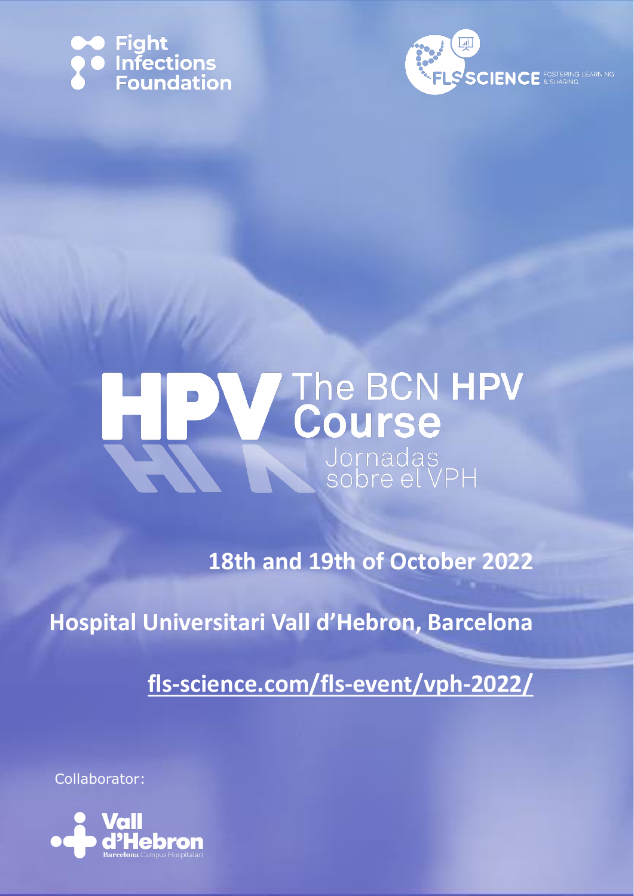Fight Infections Foundation

FLS SCIENCE FOSTERING LEARNING & SHARING

# HPV The BCN HPV Course

Jornadas sobre el VPH

**18th and 19th of October 2022**

**Hospital Universitari Vall d'Hebron, Barcelona**

**fls-science.com/fls-event/vph-2022/**

Collaborator:

Vall d'Hebron Barcelona Campus Hospitalari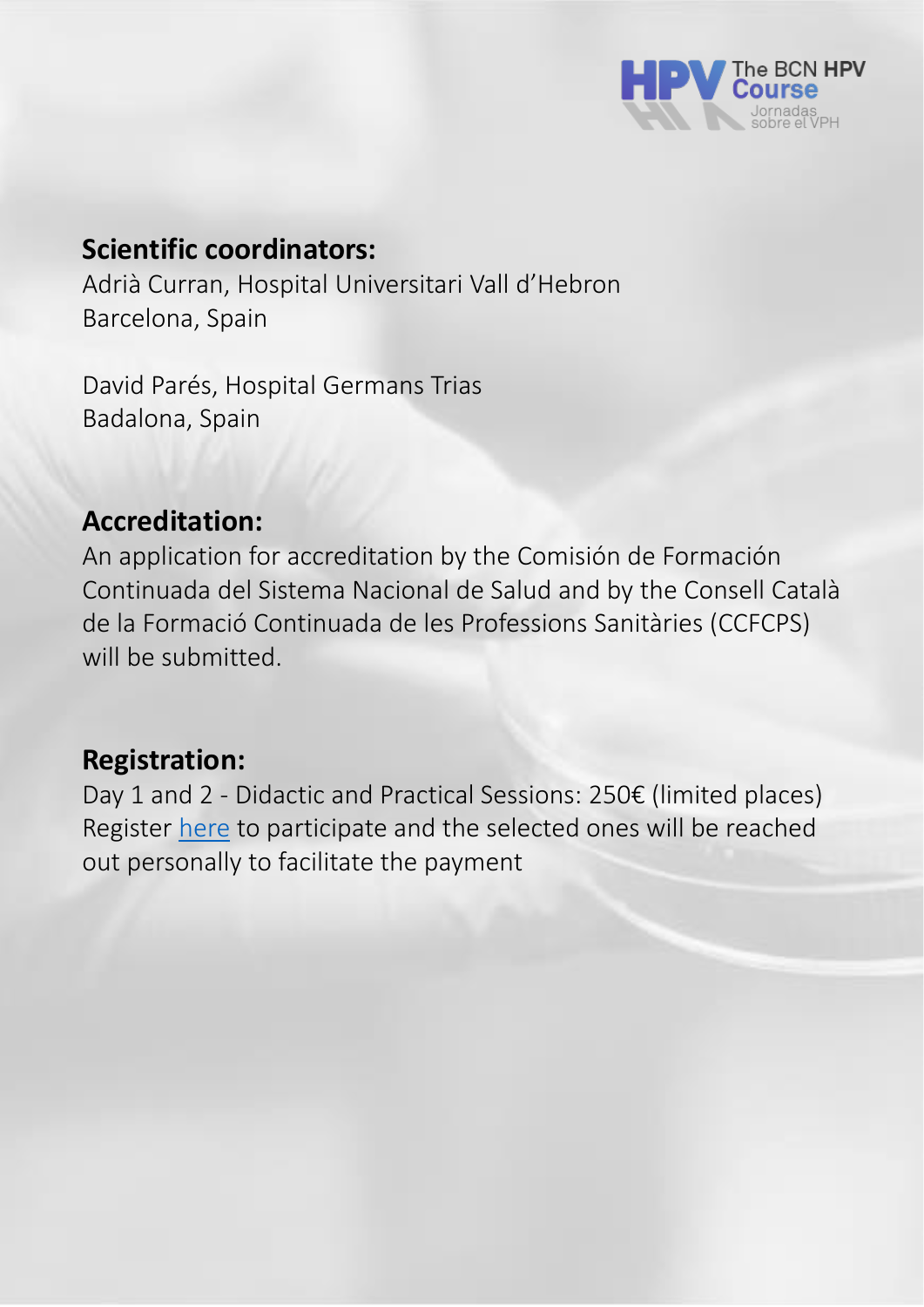## Scientific coordinators:

Adrià Curran, Hospital Universitari Vall d'Hebron
Barcelona, Spain

David Parés, Hospital Germans Trias
Badalona, Spain

## Accreditation:

An application for accreditation by the Comisión de Formación Continuada del Sistema Nacional de Salud and by the Consell Català de la Formació Continuada de les Professions Sanitàries (CCFCPS) will be submitted.

## Registration:

Day 1 and 2 - Didactic and Practical Sessions: 250€ (limited places)
Register here to participate and the selected ones will be reached out personally to facilitate the payment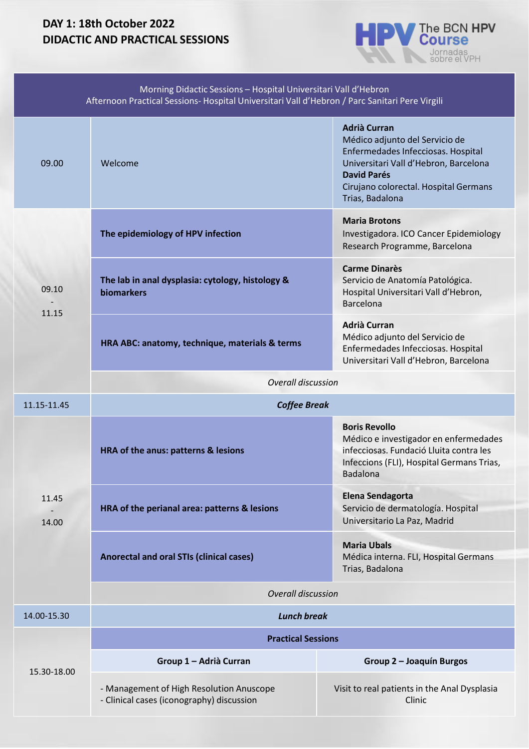# DAY 1: 18th October 2022
## DIDACTIC AND PRACTICAL SESSIONS

The BCN **HPV** Course
Jornadas sobre el VPH

Morning Didactic Sessions – Hospital Universitari Vall d'Hebron
Afternoon Practical Sessions- Hospital Universitari Vall d'Hebron / Parc Sanitari Pere Virgili

| Time | Session | Speaker |
|---|---|---|
| 09.00 | Welcome | **Adrià Curran** Médico adjunto del Servicio de Enfermedades Infecciosas. Hospital Universitari Vall d'Hebron, Barcelona **David Parés** Cirujano colorectal. Hospital Germans Trias, Badalona |
| 09.10 - 11.15 | **The epidemiology of HPV infection** | **Maria Brotons** Investigadora. ICO Cancer Epidemiology Research Programme, Barcelona |
| | **The lab in anal dysplasia: cytology, histology & biomarkers** | **Carme Dinarès** Servicio de Anatomía Patológica. Hospital Universitari Vall d'Hebron, Barcelona |
| | **HRA ABC: anatomy, technique, materials & terms** | **Adrià Curran** Médico adjunto del Servicio de Enfermedades Infecciosas. Hospital Universitari Vall d'Hebron, Barcelona |
| | *Overall discussion* | |
| 11.15-11.45 | ***Coffee Break*** | |
| 11.45 - 14.00 | **HRA of the anus: patterns & lesions** | **Boris Revollo** Médico e investigador en enfermedades infecciosas. Fundació Lluita contra les Infeccions (FLI), Hospital Germans Trias, Badalona |
| | **HRA of the perianal area: patterns & lesions** | **Elena Sendagorta** Servicio de dermatología. Hospital Universitario La Paz, Madrid |
| | **Anorectal and oral STIs (clinical cases)** | **Maria Ubals** Médica interna. FLI, Hospital Germans Trias, Badalona |
| | *Overall discussion* | |
| 14.00-15.30 | ***Lunch break*** | |

| Time | Practical Sessions | |
|---|---|---|
| 15.30-18.00 | **Group 1 – Adrià Curran** | **Group 2 – Joaquín Burgos** |
| | - Management of High Resolution Anuscope<br>- Clinical cases (iconography) discussion | Visit to real patients in the Anal Dysplasia Clinic |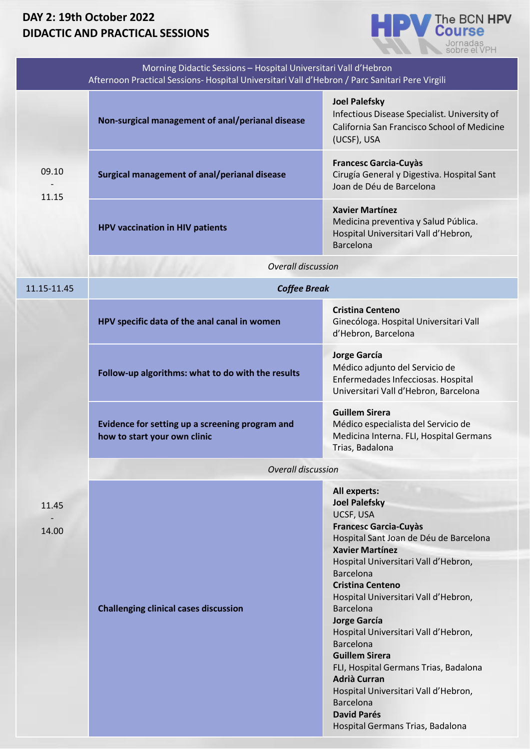# DAY 2: 19th October 2022
## DIDACTIC AND PRACTICAL SESSIONS

The BCN HPV Course
Jornadas sobre el VPH

Morning Didactic Sessions – Hospital Universitari Vall d'Hebron
Afternoon Practical Sessions- Hospital Universitari Vall d'Hebron / Parc Sanitari Pere Virgili

| Time | Session | Speaker |
| --- | --- | --- |
| 09.10 - 11.15 | **Non-surgical management of anal/perianal disease** | **Joel Palefsky**<br>Infectious Disease Specialist. University of California San Francisco School of Medicine (UCSF), USA |
| | **Surgical management of anal/perianal disease** | **Francesc Garcia-Cuyàs**<br>Cirugía General y Digestiva. Hospital Sant Joan de Déu de Barcelona |
| | **HPV vaccination in HIV patients** | **Xavier Martínez**<br>Medicina preventiva y Salud Pública. Hospital Universitari Vall d'Hebron, Barcelona |
| | *Overall discussion* | |
| 11.15-11.45 | ***Coffee Break*** | |
| 11.45 - 14.00 | **HPV specific data of the anal canal in women** | **Cristina Centeno**<br>Ginecóloga. Hospital Universitari Vall d'Hebron, Barcelona |
| | **Follow-up algorithms: what to do with the results** | **Jorge García**<br>Médico adjunto del Servicio de Enfermedades Infecciosas. Hospital Universitari Vall d'Hebron, Barcelona |
| | **Evidence for setting up a screening program and how to start your own clinic** | **Guillem Sirera**<br>Médico especialista del Servicio de Medicina Interna. FLI, Hospital Germans Trias, Badalona |
| | *Overall discussion* | |
| | **Challenging clinical cases discussion** | **All experts:**<br>**Joel Palefsky**<br>UCSF, USA<br>**Francesc Garcia-Cuyàs**<br>Hospital Sant Joan de Déu de Barcelona<br>**Xavier Martínez**<br>Hospital Universitari Vall d'Hebron, Barcelona<br>**Cristina Centeno**<br>Hospital Universitari Vall d'Hebron, Barcelona<br>**Jorge García**<br>Hospital Universitari Vall d'Hebron, Barcelona<br>**Guillem Sirera**<br>FLI, Hospital Germans Trias, Badalona<br>**Adrià Curran**<br>Hospital Universitari Vall d'Hebron, Barcelona<br>**David Parés**<br>Hospital Germans Trias, Badalona |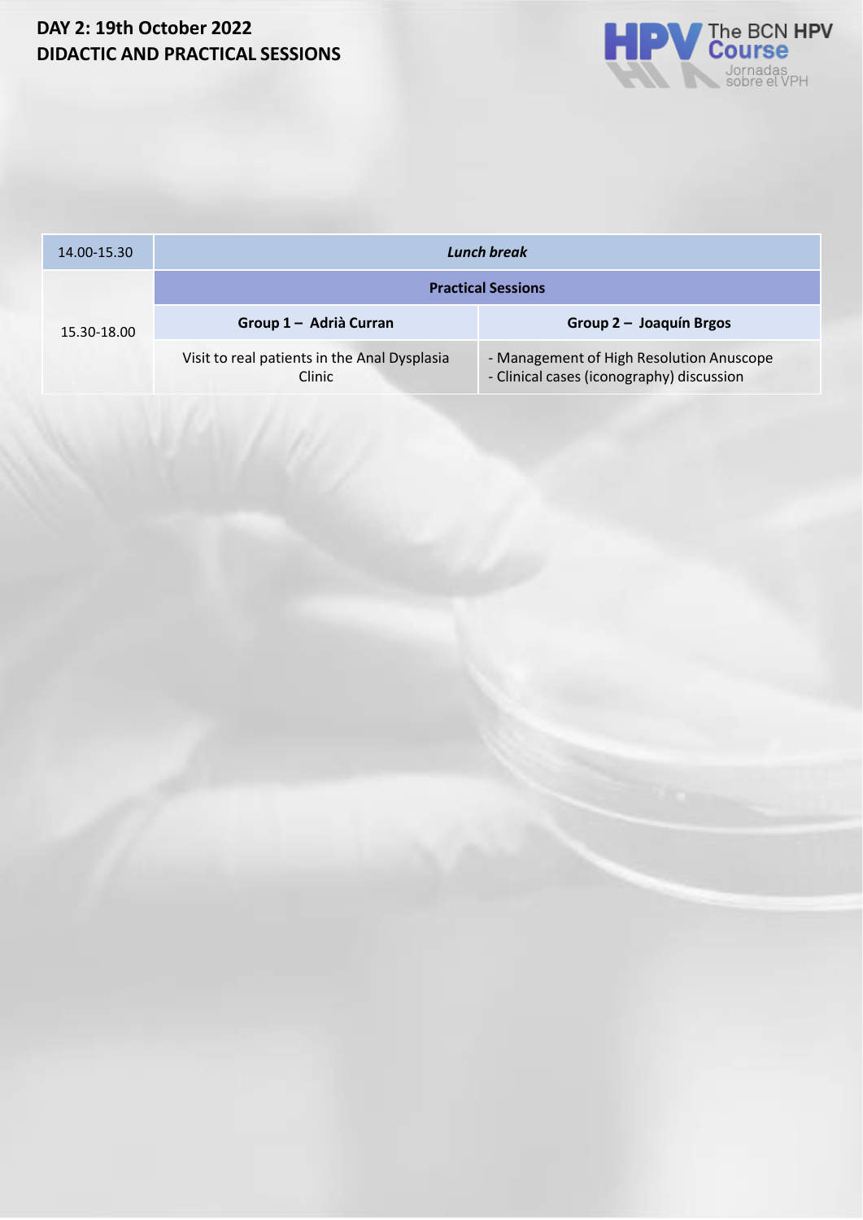**DAY 2: 19th October 2022**
**DIDACTIC AND PRACTICAL SESSIONS**

| | | |
|---|---|---|
| 14.00-15.30 | *Lunch break* | |
| 15.30-18.00 | **Practical Sessions** | |
| | **Group 1 – Adrià Curran** | **Group 2 – Joaquín Brgos** |
| | Visit to real patients in the Anal Dysplasia Clinic | - Management of High Resolution Anuscope<br>- Clinical cases (iconography) discussion |